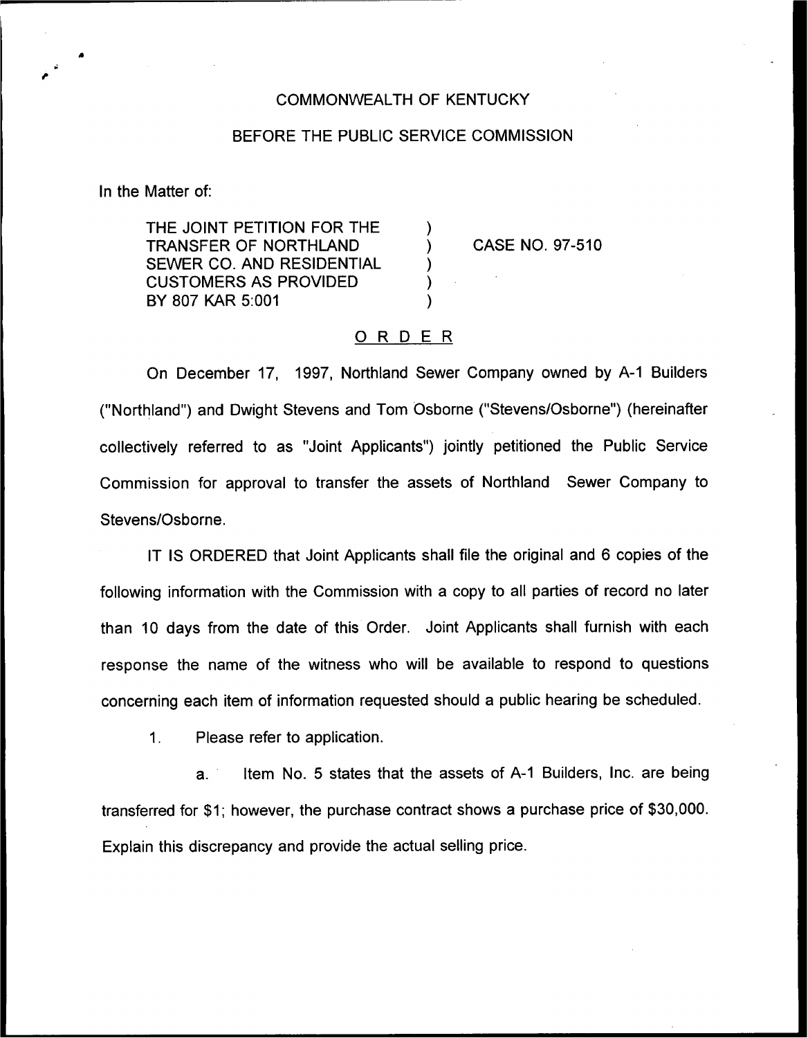COMMONWEALTH OF KENTUCKY

BEFORE THE PUBLIC SERVICE COMMISSION

In the Matter of:

THE JOINT PETITION FOR THE TRANSFER OF NORTHLAND SEWER CO. AND RESIDENTIAL CUSTOMERS AS PROVIDED BY 807 KAR 5:001 ) CASE NO. 97-510

## ORDER

On December 17, 1997, Northland Sewer Company owned by A-1 Builders ("Northland") and Dwight Stevens and Tom Osborne ("Stevens/Osborne") (hereinafter collectively referred to as "Joint Applicants") jointly petitioned the Public Service Commission for approval to transfer the assets of Northland Sewer Company to Stevens/Osborne.

IT IS ORDERED that Joint Applicants shall file the original and 6 copies of the following information with the Commission with a copy to all parties of record no later than 10 days from the date of this Order. Joint Applicants shall furnish with each response the name of the witness who will be available to respond to questions concerning each item of information requested should a public hearing be scheduled.

1. Please refer to application.

   a. Item No. 5 states that the assets of A-1 Builders, Inc. are being transferred for $1; however, the purchase contract shows a purchase price of $30,000. Explain this discrepancy and provide the actual selling price.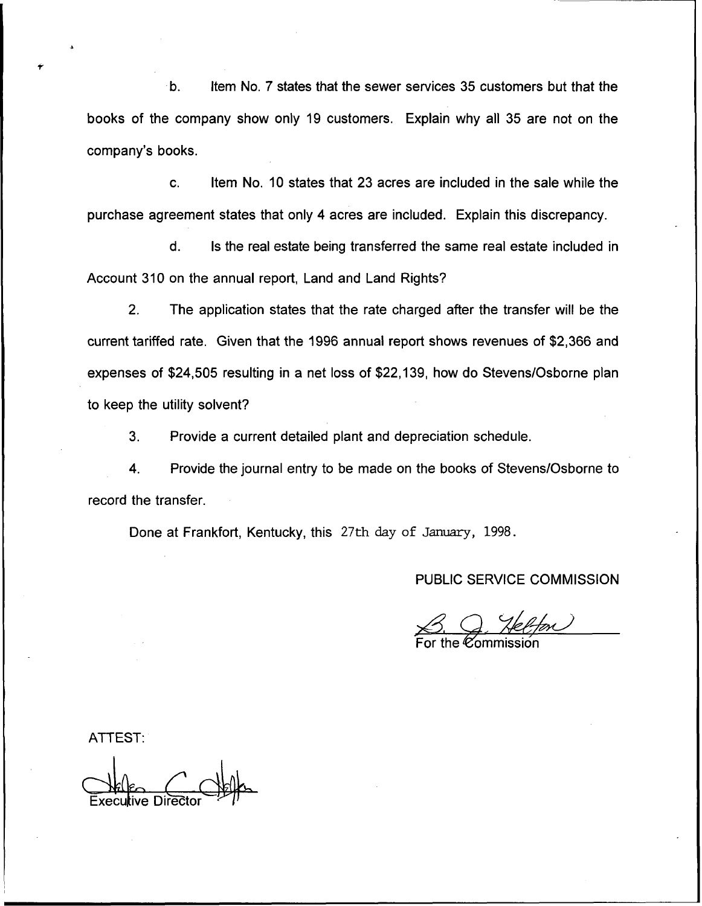b. Item No. 7 states that the sewer services 35 customers but that the books of the company show only 19 customers. Explain why all 35 are not on the company's books.

c. Item No. 10 states that 23 acres are included in the sale while the purchase agreement states that only 4 acres are included. Explain this discrepancy.

d. Is the real estate being transferred the same real estate included in Account 310 on the annual report, Land and Land Rights?

2. The application states that the rate charged after the transfer will be the current tariffed rate. Given that the 1996 annual report shows revenues of $2,366 and expenses of $24,505 resulting in a net loss of $22,139, how do Stevens/Osborne plan to keep the utility solvent?

3. Provide a current detailed plant and depreciation schedule.

4. Provide the journal entry to be made on the books of Stevens/Osborne to record the transfer.

Done at Frankfort, Kentucky, this 27th day of January, 1998.

PUBLIC SERVICE COMMISSION

For the Commission

ATTEST:

Executive Director